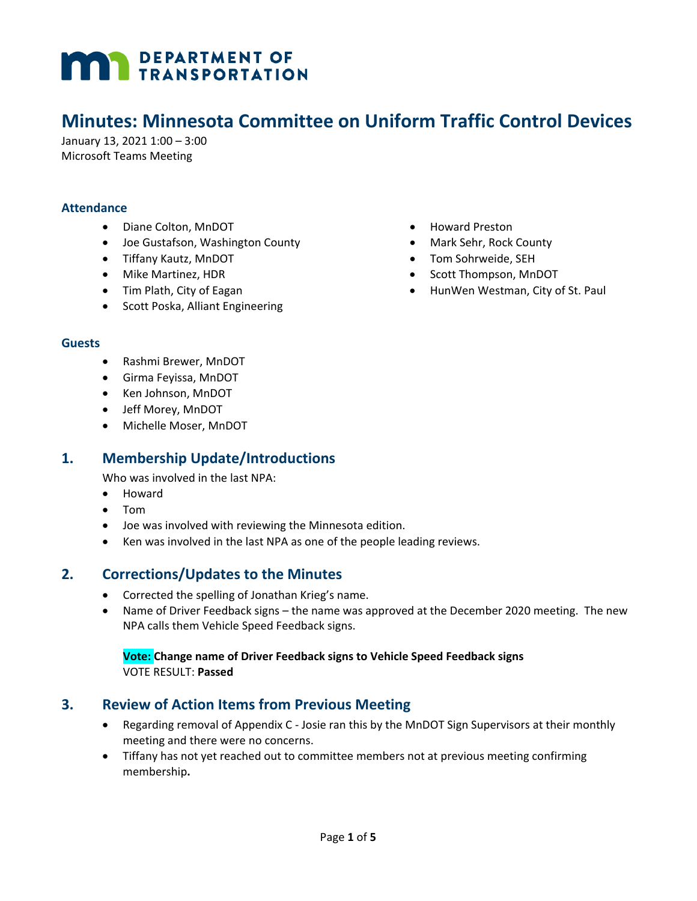# Minutes: Minnesota Committee on Uniform Traffic Control Devices

January 13, 2021 1:00 – 3:00
Microsoft Teams Meeting

### Attendance

- Diane Colton, MnDOT
- Joe Gustafson, Washington County
- Tiffany Kautz, MnDOT
- Mike Martinez, HDR
- Tim Plath, City of Eagan
- Scott Poska, Alliant Engineering
- Howard Preston
- Mark Sehr, Rock County
- Tom Sohrweide, SEH
- Scott Thompson, MnDOT
- HunWen Westman, City of St. Paul

### Guests

- Rashmi Brewer, MnDOT
- Girma Feyissa, MnDOT
- Ken Johnson, MnDOT
- Jeff Morey, MnDOT
- Michelle Moser, MnDOT

## 1. Membership Update/Introductions

Who was involved in the last NPA:

- Howard
- Tom
- Joe was involved with reviewing the Minnesota edition.
- Ken was involved in the last NPA as one of the people leading reviews.

## 2. Corrections/Updates to the Minutes

- Corrected the spelling of Jonathan Krieg's name.
- Name of Driver Feedback signs – the name was approved at the December 2020 meeting. The new NPA calls them Vehicle Speed Feedback signs.

**Vote: Change name of Driver Feedback signs to Vehicle Speed Feedback signs**
VOTE RESULT: **Passed**

## 3. Review of Action Items from Previous Meeting

- Regarding removal of Appendix C - Josie ran this by the MnDOT Sign Supervisors at their monthly meeting and there were no concerns.
- Tiffany has not yet reached out to committee members not at previous meeting confirming membership**.**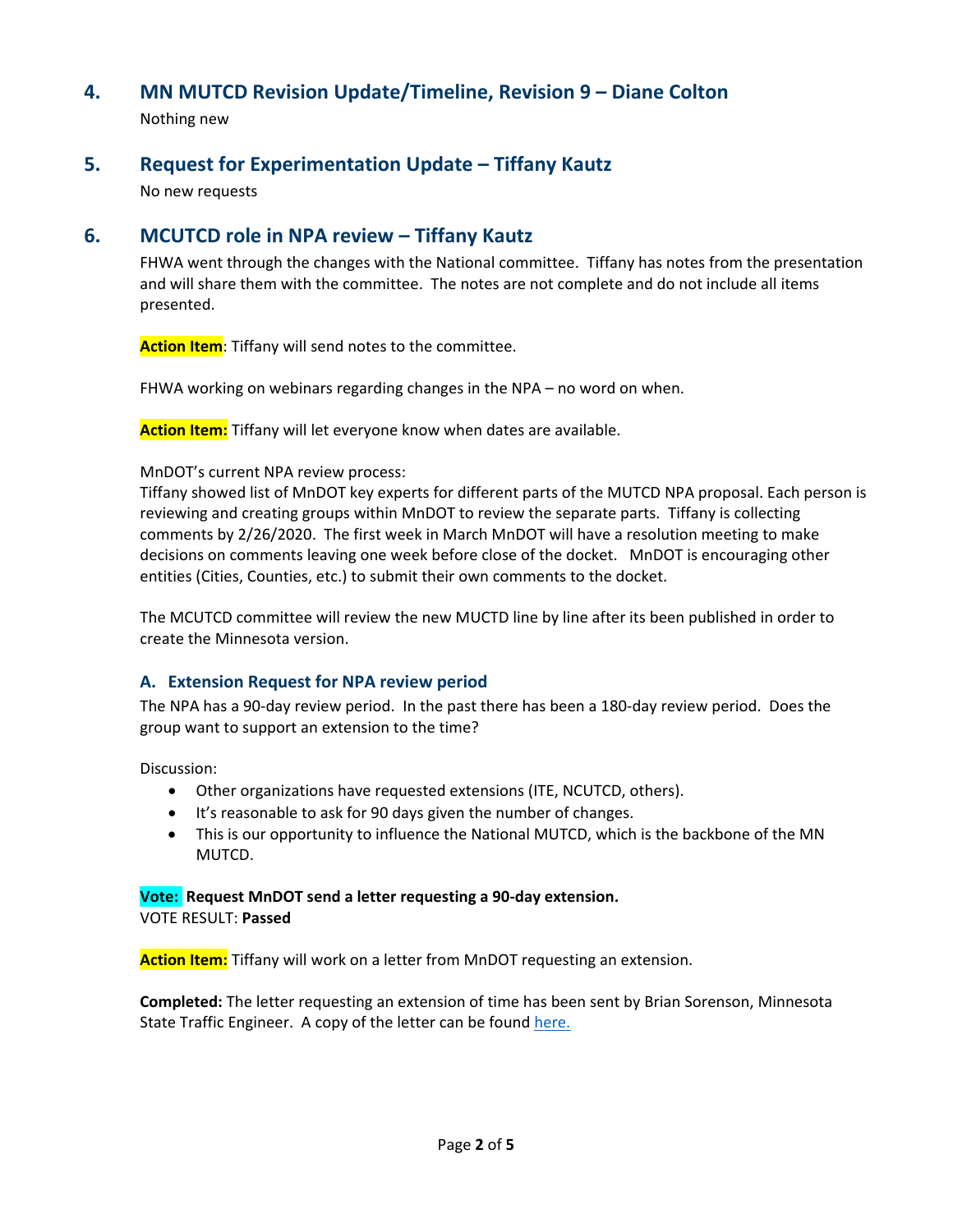## 4. MN MUTCD Revision Update/Timeline, Revision 9 – Diane Colton

Nothing new

## 5. Request for Experimentation Update – Tiffany Kautz

No new requests

## 6. MCUTCD role in NPA review – Tiffany Kautz

FHWA went through the changes with the National committee. Tiffany has notes from the presentation and will share them with the committee. The notes are not complete and do not include all items presented.

**Action Item**: Tiffany will send notes to the committee.

FHWA working on webinars regarding changes in the NPA – no word on when.

**Action Item:** Tiffany will let everyone know when dates are available.

MnDOT's current NPA review process:
Tiffany showed list of MnDOT key experts for different parts of the MUTCD NPA proposal. Each person is reviewing and creating groups within MnDOT to review the separate parts. Tiffany is collecting comments by 2/26/2020. The first week in March MnDOT will have a resolution meeting to make decisions on comments leaving one week before close of the docket. MnDOT is encouraging other entities (Cities, Counties, etc.) to submit their own comments to the docket.

The MCUTCD committee will review the new MUCTD line by line after its been published in order to create the Minnesota version.

### A. Extension Request for NPA review period

The NPA has a 90-day review period. In the past there has been a 180-day review period. Does the group want to support an extension to the time?

Discussion:

- Other organizations have requested extensions (ITE, NCUTCD, others).
- It's reasonable to ask for 90 days given the number of changes.
- This is our opportunity to influence the National MUTCD, which is the backbone of the MN MUTCD.

**Vote: Request MnDOT send a letter requesting a 90-day extension.**
VOTE RESULT: **Passed**

**Action Item:** Tiffany will work on a letter from MnDOT requesting an extension.

**Completed:** The letter requesting an extension of time has been sent by Brian Sorenson, Minnesota State Traffic Engineer. A copy of the letter can be found here.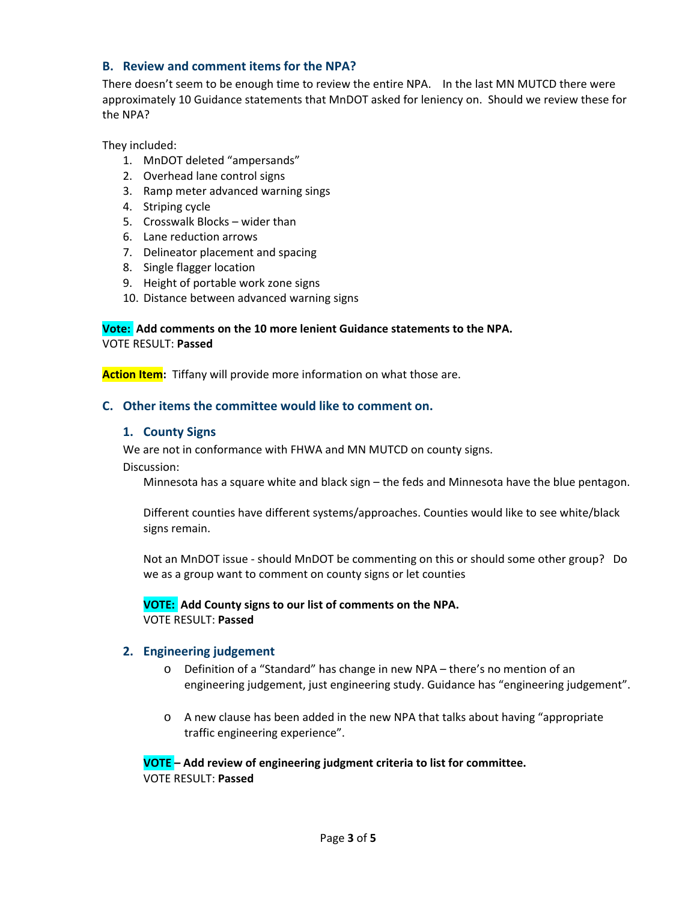### B. Review and comment items for the NPA?

There doesn't seem to be enough time to review the entire NPA. In the last MN MUTCD there were approximately 10 Guidance statements that MnDOT asked for leniency on. Should we review these for the NPA?

They included:

1. MnDOT deleted "ampersands"
2. Overhead lane control signs
3. Ramp meter advanced warning sings
4. Striping cycle
5. Crosswalk Blocks – wider than
6. Lane reduction arrows
7. Delineator placement and spacing
8. Single flagger location
9. Height of portable work zone signs
10. Distance between advanced warning signs

**Vote: Add comments on the 10 more lenient Guidance statements to the NPA.**
VOTE RESULT: **Passed**

**Action Item:** Tiffany will provide more information on what those are.

### C. Other items the committee would like to comment on.

#### 1. County Signs

We are not in conformance with FHWA and MN MUTCD on county signs.

Discussion:

Minnesota has a square white and black sign – the feds and Minnesota have the blue pentagon.

Different counties have different systems/approaches. Counties would like to see white/black signs remain.

Not an MnDOT issue - should MnDOT be commenting on this or should some other group? Do we as a group want to comment on county signs or let counties

**VOTE: Add County signs to our list of comments on the NPA.**
VOTE RESULT: **Passed**

#### 2. Engineering judgement

- Definition of a "Standard" has change in new NPA – there's no mention of an engineering judgement, just engineering study. Guidance has "engineering judgement".
- A new clause has been added in the new NPA that talks about having "appropriate traffic engineering experience".

**VOTE – Add review of engineering judgment criteria to list for committee.**
VOTE RESULT: **Passed**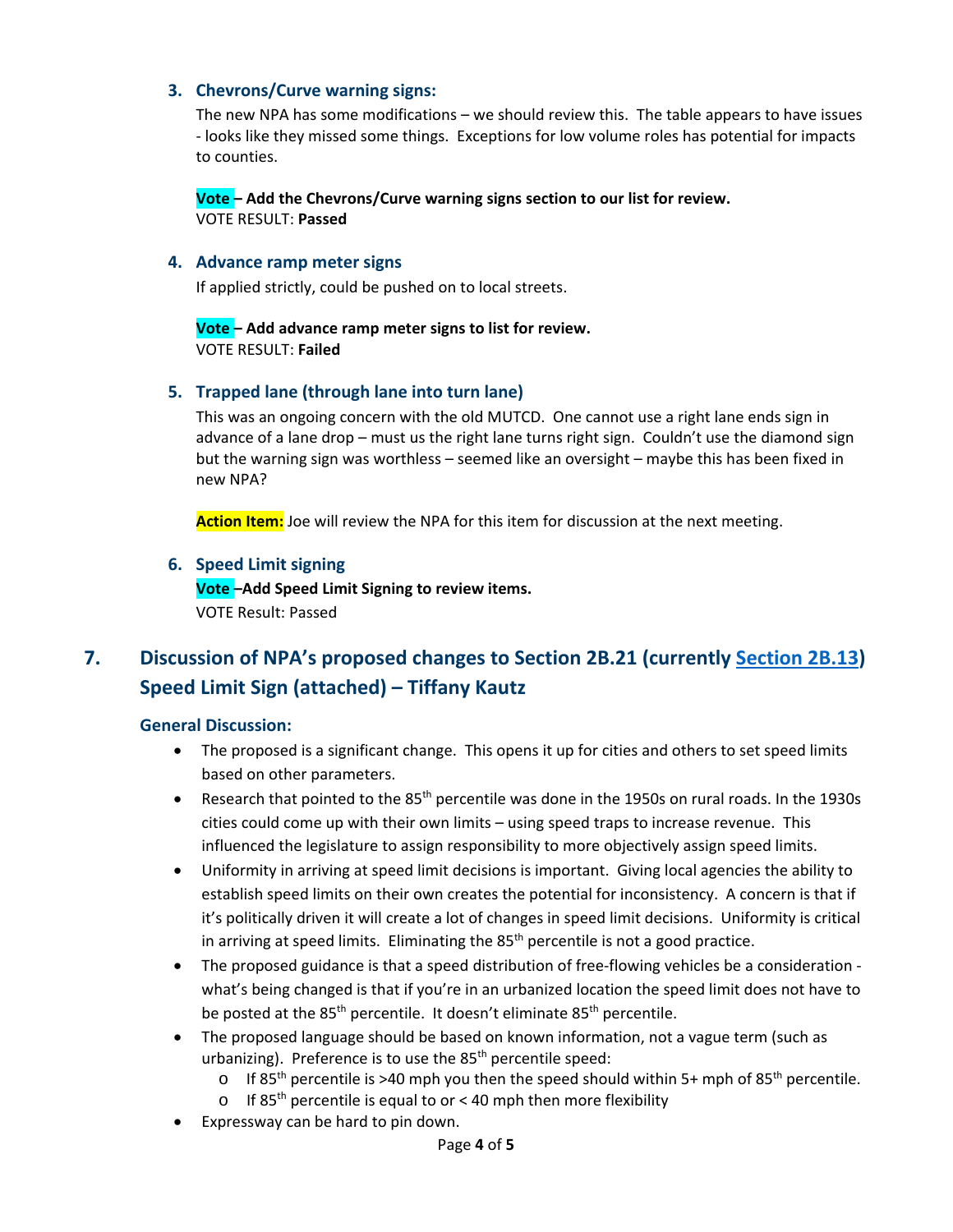### 3. Chevrons/Curve warning signs:

The new NPA has some modifications – we should review this. The table appears to have issues - looks like they missed some things. Exceptions for low volume roles has potential for impacts to counties.

**Vote – Add the Chevrons/Curve warning signs section to our list for review.**
VOTE RESULT: **Passed**

### 4. Advance ramp meter signs

If applied strictly, could be pushed on to local streets.

**Vote – Add advance ramp meter signs to list for review.**
VOTE RESULT: **Failed**

### 5. Trapped lane (through lane into turn lane)

This was an ongoing concern with the old MUTCD. One cannot use a right lane ends sign in advance of a lane drop – must us the right lane turns right sign. Couldn't use the diamond sign but the warning sign was worthless – seemed like an oversight – maybe this has been fixed in new NPA?

**Action Item:** Joe will review the NPA for this item for discussion at the next meeting.

### 6. Speed Limit signing

**Vote –Add Speed Limit Signing to review items.**
VOTE Result: Passed

## 7. Discussion of NPA's proposed changes to Section 2B.21 (currently Section 2B.13) Speed Limit Sign (attached) – Tiffany Kautz

### General Discussion:

- The proposed is a significant change. This opens it up for cities and others to set speed limits based on other parameters.
- Research that pointed to the 85th percentile was done in the 1950s on rural roads. In the 1930s cities could come up with their own limits – using speed traps to increase revenue. This influenced the legislature to assign responsibility to more objectively assign speed limits.
- Uniformity in arriving at speed limit decisions is important. Giving local agencies the ability to establish speed limits on their own creates the potential for inconsistency. A concern is that if it's politically driven it will create a lot of changes in speed limit decisions. Uniformity is critical in arriving at speed limits. Eliminating the 85th percentile is not a good practice.
- The proposed guidance is that a speed distribution of free-flowing vehicles be a consideration - what's being changed is that if you're in an urbanized location the speed limit does not have to be posted at the 85th percentile. It doesn't eliminate 85th percentile.
- The proposed language should be based on known information, not a vague term (such as urbanizing). Preference is to use the 85th percentile speed:
  - If 85th percentile is >40 mph you then the speed should within 5+ mph of 85th percentile.
  - If 85th percentile is equal to or < 40 mph then more flexibility
- Expressway can be hard to pin down.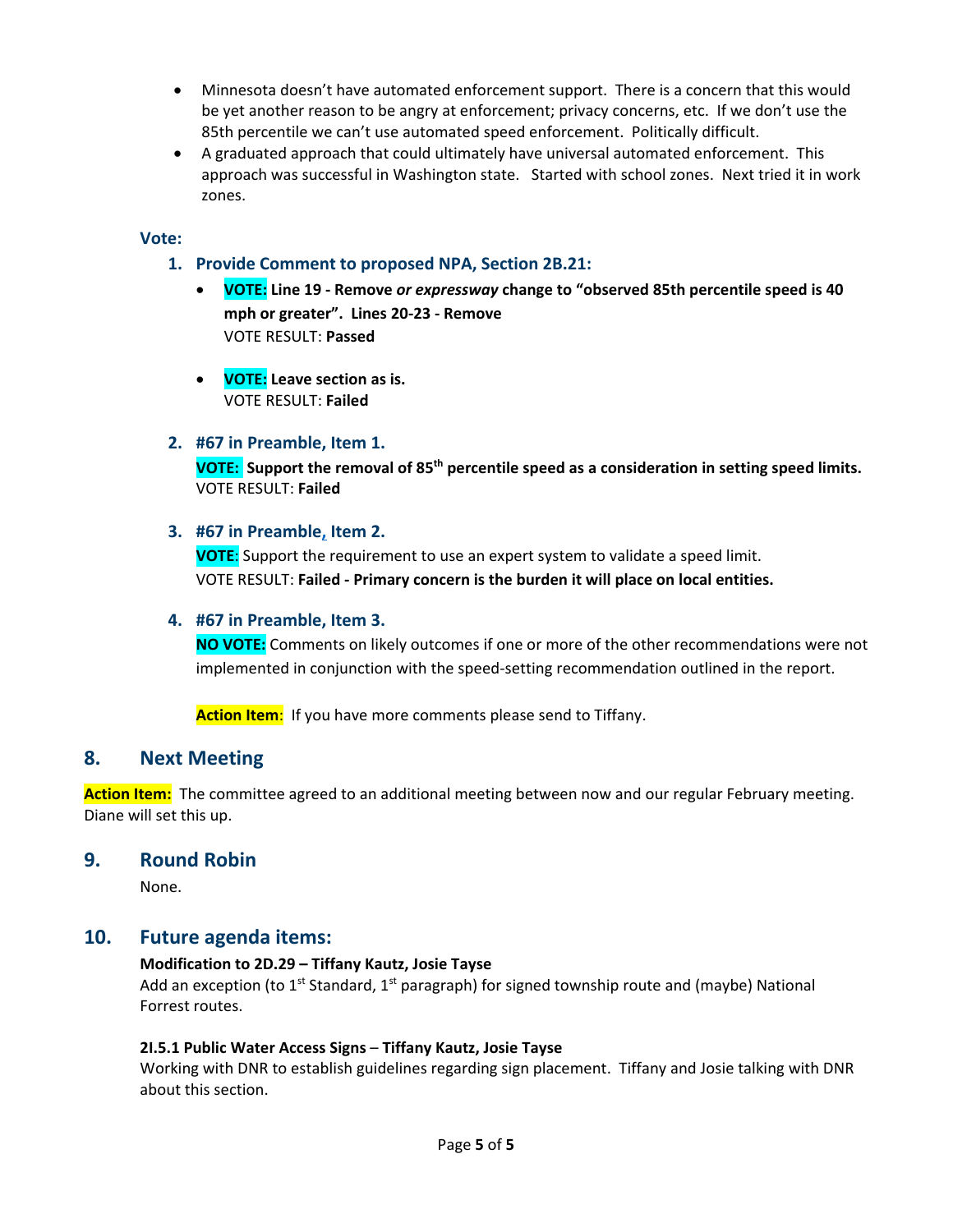- Minnesota doesn't have automated enforcement support. There is a concern that this would be yet another reason to be angry at enforcement; privacy concerns, etc. If we don't use the 85th percentile we can't use automated speed enforcement. Politically difficult.
- A graduated approach that could ultimately have universal automated enforcement. This approach was successful in Washington state. Started with school zones. Next tried it in work zones.

**Vote:**

1. **Provide Comment to proposed NPA, Section 2B.21:**
   - **VOTE: Line 19 - Remove *or expressway* change to "observed 85th percentile speed is 40 mph or greater". Lines 20-23 - Remove**
     VOTE RESULT: **Passed**

   - **VOTE: Leave section as is.**
     VOTE RESULT: **Failed**

2. **#67 in Preamble, Item 1.**
   **VOTE: Support the removal of 85th percentile speed as a consideration in setting speed limits.**
   VOTE RESULT: **Failed**

3. **#67 in Preamble, Item 2.**
   **VOTE**: Support the requirement to use an expert system to validate a speed limit.
   VOTE RESULT: **Failed - Primary concern is the burden it will place on local entities.**

4. **#67 in Preamble, Item 3.**
   **NO VOTE:** Comments on likely outcomes if one or more of the other recommendations were not implemented in conjunction with the speed-setting recommendation outlined in the report.

   **Action Item**: If you have more comments please send to Tiffany.

## 8. Next Meeting

**Action Item:** The committee agreed to an additional meeting between now and our regular February meeting. Diane will set this up.

## 9. Round Robin

None.

## 10. Future agenda items:

**Modification to 2D.29 – Tiffany Kautz, Josie Tayse**
Add an exception (to 1st Standard, 1st paragraph) for signed township route and (maybe) National Forrest routes.

**2I.5.1 Public Water Access Signs – Tiffany Kautz, Josie Tayse**
Working with DNR to establish guidelines regarding sign placement. Tiffany and Josie talking with DNR about this section.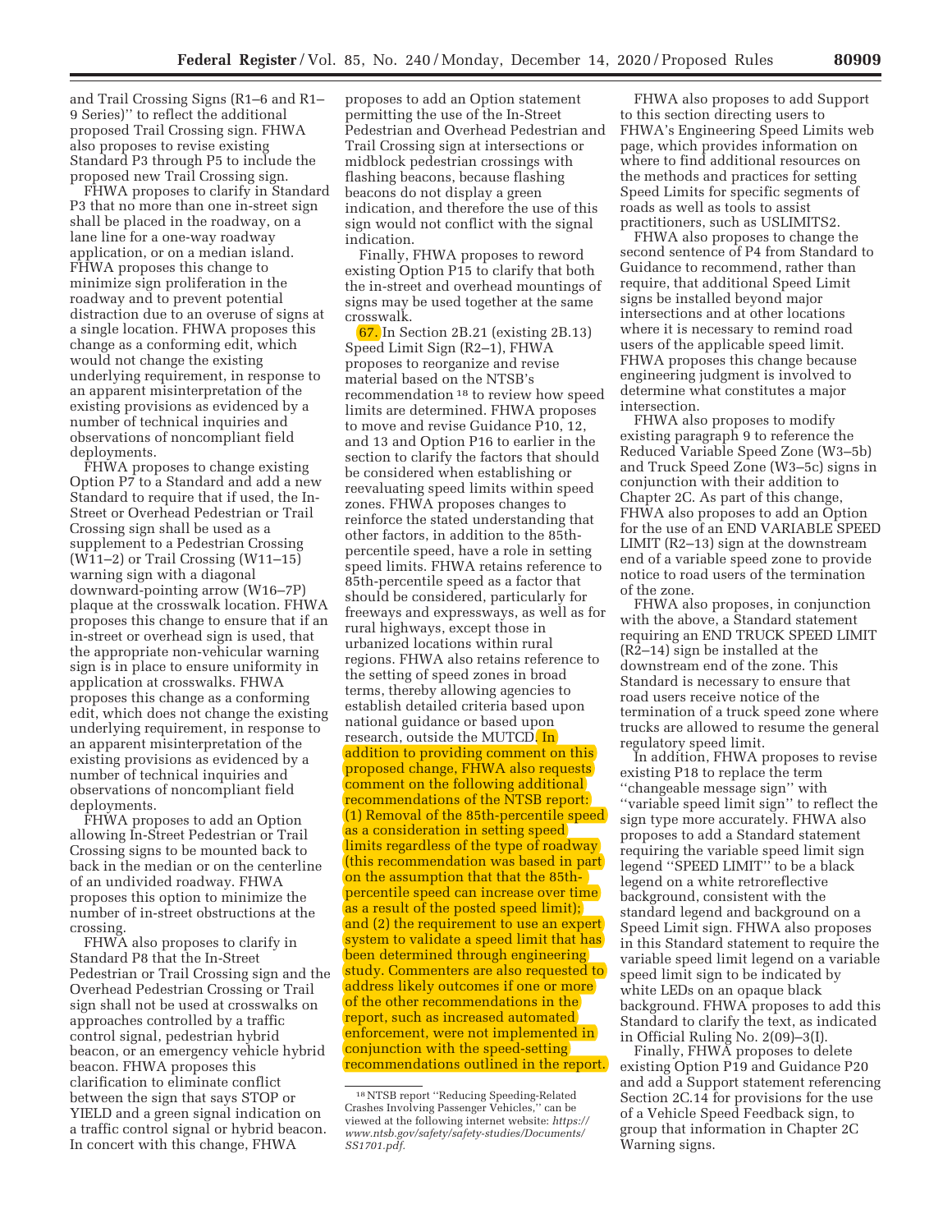and Trail Crossing Signs (R1–6 and R1–9 Series)'' to reflect the additional proposed Trail Crossing sign. FHWA also proposes to revise existing Standard P3 through P5 to include the proposed new Trail Crossing sign.

FHWA proposes to clarify in Standard P3 that no more than one in-street sign shall be placed in the roadway, on a lane line for a one-way roadway application, or on a median island. FHWA proposes this change to minimize sign proliferation in the roadway and to prevent potential distraction due to an overuse of signs at a single location. FHWA proposes this change as a conforming edit, which would not change the existing underlying requirement, in response to an apparent misinterpretation of the existing provisions as evidenced by a number of technical inquiries and observations of noncompliant field deployments.

FHWA proposes to change existing Option P7 to a Standard and add a new Standard to require that if used, the In-Street or Overhead Pedestrian or Trail Crossing sign shall be used as a supplement to a Pedestrian Crossing (W11–2) or Trail Crossing (W11–15) warning sign with a diagonal downward-pointing arrow (W16–7P) plaque at the crosswalk location. FHWA proposes this change to ensure that if an in-street or overhead sign is used, that the appropriate non-vehicular warning sign is in place to ensure uniformity in application at crosswalks. FHWA proposes this change as a conforming edit, which does not change the existing underlying requirement, in response to an apparent misinterpretation of the existing provisions as evidenced by a number of technical inquiries and observations of noncompliant field deployments.

FHWA proposes to add an Option allowing In-Street Pedestrian or Trail Crossing signs to be mounted back to back in the median or on the centerline of an undivided roadway. FHWA proposes this option to minimize the number of in-street obstructions at the crossing.

FHWA also proposes to clarify in Standard P8 that the In-Street Pedestrian or Trail Crossing sign and the Overhead Pedestrian Crossing or Trail sign shall not be used at crosswalks on approaches controlled by a traffic control signal, pedestrian hybrid beacon, or an emergency vehicle hybrid beacon. FHWA proposes this clarification to eliminate conflict between the sign that says STOP or YIELD and a green signal indication on a traffic control signal or hybrid beacon. In concert with this change, FHWA proposes to add an Option statement permitting the use of the In-Street Pedestrian and Overhead Pedestrian and Trail Crossing sign at intersections or midblock pedestrian crossings with flashing beacons, because flashing beacons do not display a green indication, and therefore the use of this sign would not conflict with the signal indication.

Finally, FHWA proposes to reword existing Option P15 to clarify that both the in-street and overhead mountings of signs may be used together at the same crosswalk.

67. In Section 2B.21 (existing 2B.13) Speed Limit Sign (R2–1), FHWA proposes to reorganize and revise material based on the NTSB's recommendation [18] to review how speed limits are determined. FHWA proposes to move and revise Guidance P10, 12, and 13 and Option P16 to earlier in the section to clarify the factors that should be considered when establishing or reevaluating speed limits within speed zones. FHWA proposes changes to reinforce the stated understanding that other factors, in addition to the 85th-percentile speed, have a role in setting speed limits. FHWA retains reference to 85th-percentile speed as a factor that should be considered, particularly for freeways and expressways, as well as for rural highways, except those in urbanized locations within rural regions. FHWA also retains reference to the setting of speed zones in broad terms, thereby allowing agencies to establish detailed criteria based upon national guidance or based upon research, outside the MUTCD. In addition to providing comment on this proposed change, FHWA also requests comment on the following additional recommendations of the NTSB report: (1) Removal of the 85th-percentile speed as a consideration in setting speed limits regardless of the type of roadway (this recommendation was based in part on the assumption that that the 85th-percentile speed can increase over time as a result of the posted speed limit); and (2) the requirement to use an expert system to validate a speed limit that has been determined through engineering study. Commenters are also requested to address likely outcomes if one or more of the other recommendations in the report, such as increased automated enforcement, were not implemented in conjunction with the speed-setting recommendations outlined in the report.

FHWA also proposes to add Support to this section directing users to FHWA's Engineering Speed Limits web page, which provides information on where to find additional resources on the methods and practices for setting Speed Limits for specific segments of roads as well as tools to assist practitioners, such as USLIMITS2.

FHWA also proposes to change the second sentence of P4 from Standard to Guidance to recommend, rather than require, that additional Speed Limit signs be installed beyond major intersections and at other locations where it is necessary to remind road users of the applicable speed limit. FHWA proposes this change because engineering judgment is involved to determine what constitutes a major intersection.

FHWA also proposes to modify existing paragraph 9 to reference the Reduced Variable Speed Zone (W3–5b) and Truck Speed Zone (W3–5c) signs in conjunction with their addition to Chapter 2C. As part of this change, FHWA also proposes to add an Option for the use of an END VARIABLE SPEED LIMIT (R2–13) sign at the downstream end of a variable speed zone to provide notice to road users of the termination of the zone.

FHWA also proposes, in conjunction with the above, a Standard statement requiring an END TRUCK SPEED LIMIT (R2–14) sign be installed at the downstream end of the zone. This Standard is necessary to ensure that road users receive notice of the termination of a truck speed zone where trucks are allowed to resume the general regulatory speed limit.

In addition, FHWA proposes to revise existing P18 to replace the term ''changeable message sign'' with ''variable speed limit sign'' to reflect the sign type more accurately. FHWA also proposes to add a Standard statement requiring the variable speed limit sign legend ''SPEED LIMIT'' to be a black legend on a white retroreflective background, consistent with the standard legend and background on a Speed Limit sign. FHWA also proposes in this Standard statement to require the variable speed limit legend on a variable speed limit sign to be indicated by white LEDs on an opaque black background. FHWA proposes to add this Standard to clarify the text, as indicated in Official Ruling No. 2(09)–3(I).

Finally, FHWA proposes to delete existing Option P19 and Guidance P20 and add a Support statement referencing Section 2C.14 for provisions for the use of a Vehicle Speed Feedback sign, to group that information in Chapter 2C Warning signs.

[18] NTSB report ''Reducing Speeding-Related Crashes Involving Passenger Vehicles,'' can be viewed at the following internet website: *https://www.ntsb.gov/safety/safety-studies/Documents/SS1701.pdf.*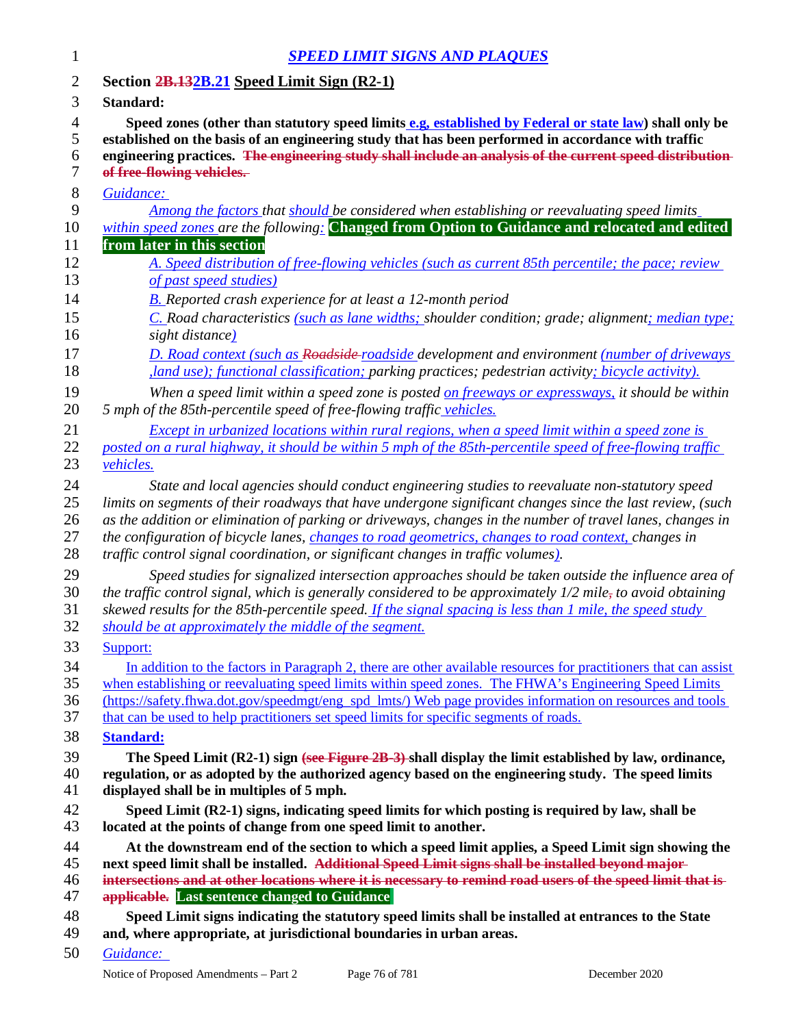## *SPEED LIMIT SIGNS AND PLAQUES*

**Section ~~2B.13~~2B.21 Speed Limit Sign (R2-1)**

**Standard:**

**Speed zones (other than statutory speed limits e.g, established by Federal or state law) shall only be established on the basis of an engineering study that has been performed in accordance with traffic engineering practices. ~~The engineering study shall include an analysis of the current speed distribution of free-flowing vehicles.~~**

*Guidance:*

*Among the factors that should be considered when establishing or reevaluating speed limits within speed zones are the following:* **Changed from Option to Guidance and relocated and edited from later in this section**

*A. Speed distribution of free-flowing vehicles (such as current 85th percentile; the pace; review of past speed studies)*

*B. Reported crash experience for at least a 12-month period*

*C. Road characteristics (such as lane widths; shoulder condition; grade; alignment; median type; sight distance)*

*D. Road context (such as ~~Roadside~~ roadside development and environment (number of driveways ,land use); functional classification; parking practices; pedestrian activity; bicycle activity).*

*When a speed limit within a speed zone is posted on freeways or expressways, it should be within 5 mph of the 85th-percentile speed of free-flowing traffic vehicles.*

*Except in urbanized locations within rural regions, when a speed limit within a speed zone is posted on a rural highway, it should be within 5 mph of the 85th-percentile speed of free-flowing traffic vehicles.*

*State and local agencies should conduct engineering studies to reevaluate non-statutory speed limits on segments of their roadways that have undergone significant changes since the last review, (such as the addition or elimination of parking or driveways, changes in the number of travel lanes, changes in the configuration of bicycle lanes, changes to road geometrics, changes to road context, changes in traffic control signal coordination, or significant changes in traffic volumes).*

*Speed studies for signalized intersection approaches should be taken outside the influence area of the traffic control signal, which is generally considered to be approximately 1/2 mile~~,~~ to avoid obtaining skewed results for the 85th-percentile speed. If the signal spacing is less than 1 mile, the speed study should be at approximately the middle of the segment.*

Support:

In addition to the factors in Paragraph 2, there are other available resources for practitioners that can assist when establishing or reevaluating speed limits within speed zones. The FHWA's Engineering Speed Limits (https://safety.fhwa.dot.gov/speedmgt/eng_spd_lmts/) Web page provides information on resources and tools that can be used to help practitioners set speed limits for specific segments of roads.

**Standard:**

**The Speed Limit (R2-1) sign ~~(see Figure 2B-3)~~ shall display the limit established by law, ordinance, regulation, or as adopted by the authorized agency based on the engineering study. The speed limits displayed shall be in multiples of 5 mph.**

**Speed Limit (R2-1) signs, indicating speed limits for which posting is required by law, shall be located at the points of change from one speed limit to another.**

**At the downstream end of the section to which a speed limit applies, a Speed Limit sign showing the next speed limit shall be installed. ~~Additional Speed Limit signs shall be installed beyond major intersections and at other locations where it is necessary to remind road users of the speed limit that is applicable.~~ Last sentence changed to Guidance**

**Speed Limit signs indicating the statutory speed limits shall be installed at entrances to the State and, where appropriate, at jurisdictional boundaries in urban areas.**

*Guidance:*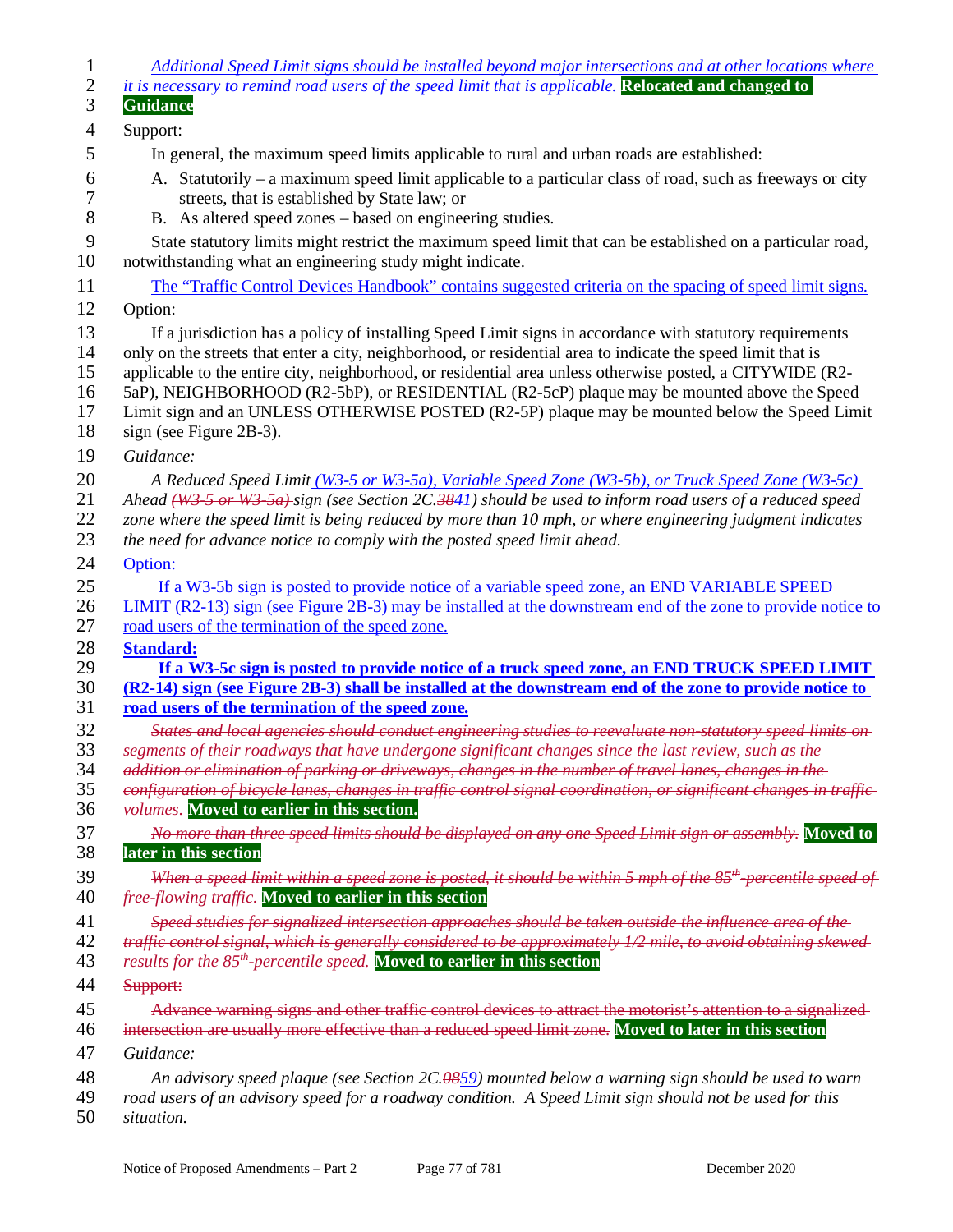*Additional Speed Limit signs should be installed beyond major intersections and at other locations where it is necessary to remind road users of the speed limit that is applicable.* **Relocated and changed to Guidance**

Support:

In general, the maximum speed limits applicable to rural and urban roads are established:

A. Statutorily – a maximum speed limit applicable to a particular class of road, such as freeways or city streets, that is established by State law; or
B. As altered speed zones – based on engineering studies.

State statutory limits might restrict the maximum speed limit that can be established on a particular road, notwithstanding what an engineering study might indicate.

The "Traffic Control Devices Handbook" contains suggested criteria on the spacing of speed limit signs.

Option:

If a jurisdiction has a policy of installing Speed Limit signs in accordance with statutory requirements only on the streets that enter a city, neighborhood, or residential area to indicate the speed limit that is applicable to the entire city, neighborhood, or residential area unless otherwise posted, a CITYWIDE (R2-5aP), NEIGHBORHOOD (R2-5bP), or RESIDENTIAL (R2-5cP) plaque may be mounted above the Speed Limit sign and an UNLESS OTHERWISE POSTED (R2-5P) plaque may be mounted below the Speed Limit sign (see Figure 2B-3).

*Guidance:*

*A Reduced Speed Limit (W3-5 or W3-5a), Variable Speed Zone (W3-5b), or Truck Speed Zone (W3-5c) Ahead ~~(W3-5 or W3-5a)~~ sign (see Section 2C.~~38~~41) should be used to inform road users of a reduced speed zone where the speed limit is being reduced by more than 10 mph, or where engineering judgment indicates the need for advance notice to comply with the posted speed limit ahead.*

Option:

If a W3-5b sign is posted to provide notice of a variable speed zone, an END VARIABLE SPEED LIMIT (R2-13) sign (see Figure 2B-3) may be installed at the downstream end of the zone to provide notice to road users of the termination of the speed zone.

**Standard:**

**If a W3-5c sign is posted to provide notice of a truck speed zone, an END TRUCK SPEED LIMIT (R2-14) sign (see Figure 2B-3) shall be installed at the downstream end of the zone to provide notice to road users of the termination of the speed zone.**

~~*States and local agencies should conduct engineering studies to reevaluate non-statutory speed limits on segments of their roadways that have undergone significant changes since the last review, such as the addition or elimination of parking or driveways, changes in the number of travel lanes, changes in the configuration of bicycle lanes, changes in traffic control signal coordination, or significant changes in traffic volumes.*~~ **Moved to earlier in this section.**

~~*No more than three speed limits should be displayed on any one Speed Limit sign or assembly.*~~ **Moved to later in this section**

~~*When a speed limit within a speed zone is posted, it should be within 5 mph of the 85th-percentile speed of free-flowing traffic.*~~ **Moved to earlier in this section**

~~*Speed studies for signalized intersection approaches should be taken outside the influence area of the traffic control signal, which is generally considered to be approximately 1/2 mile, to avoid obtaining skewed results for the 85th-percentile speed.*~~ **Moved to earlier in this section**

~~Support:~~

~~Advance warning signs and other traffic control devices to attract the motorist's attention to a signalized intersection are usually more effective than a reduced speed limit zone.~~ **Moved to later in this section**

*Guidance:*

*An advisory speed plaque (see Section 2C.~~08~~59) mounted below a warning sign should be used to warn road users of an advisory speed for a roadway condition. A Speed Limit sign should not be used for this situation.*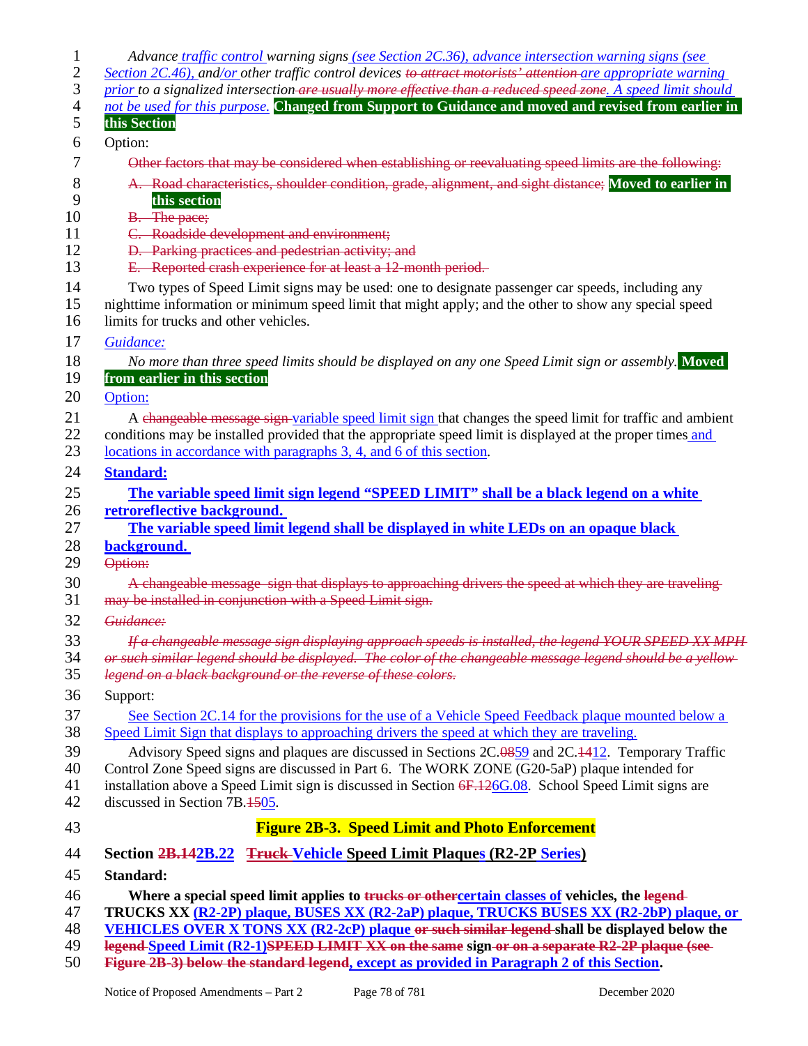*Advance traffic control warning signs (see Section 2C.36), advance intersection warning signs (see Section 2C.46), and/or other traffic control devices ~~to attract motorists' attention~~ are appropriate warning prior to a signalized intersection ~~are usually more effective than a reduced speed zone~~. A speed limit should not be used for this purpose.* **Changed from Support to Guidance and moved and revised from earlier in this Section**

Option:

~~Other factors that may be considered when establishing or reevaluating speed limits are the following:~~

~~A. Road characteristics, shoulder condition, grade, alignment, and sight distance;~~ **Moved to earlier in this section**
~~B. The pace;~~
~~C. Roadside development and environment;~~
~~D. Parking practices and pedestrian activity; and~~
~~E. Reported crash experience for at least a 12-month period.~~

Two types of Speed Limit signs may be used: one to designate passenger car speeds, including any nighttime information or minimum speed limit that might apply; and the other to show any special speed limits for trucks and other vehicles.

*Guidance:*

*No more than three speed limits should be displayed on any one Speed Limit sign or assembly.* **Moved from earlier in this section**

Option:

A ~~changeable message sign~~ variable speed limit sign that changes the speed limit for traffic and ambient conditions may be installed provided that the appropriate speed limit is displayed at the proper times and locations in accordance with paragraphs 3, 4, and 6 of this section.

**Standard:**

**The variable speed limit sign legend "SPEED LIMIT" shall be a black legend on a white retroreflective background.**

**The variable speed limit legend shall be displayed in white LEDs on an opaque black background.**

~~Option:~~

~~A changeable message sign that displays to approaching drivers the speed at which they are traveling may be installed in conjunction with a Speed Limit sign.~~

~~*Guidance:*~~

~~*If a changeable message sign displaying approach speeds is installed, the legend YOUR SPEED XX MPH or such similar legend should be displayed. The color of the changeable message legend should be a yellow legend on a black background or the reverse of these colors.*~~

Support:

See Section 2C.14 for the provisions for the use of a Vehicle Speed Feedback plaque mounted below a Speed Limit Sign that displays to approaching drivers the speed at which they are traveling.

Advisory Speed signs and plaques are discussed in Sections 2C.~~08~~59 and 2C.~~14~~12. Temporary Traffic Control Zone Speed signs are discussed in Part 6. The WORK ZONE (G20-5aP) plaque intended for installation above a Speed Limit sign is discussed in Section ~~6F.12~~6G.08. School Speed Limit signs are discussed in Section 7B.~~15~~05.

**Figure 2B-3. Speed Limit and Photo Enforcement**

## Section ~~2B.14~~2B.22 ~~Truck~~ Vehicle Speed Limit Plaques (R2-2P Series)

**Standard:**

**Where a special speed limit applies to ~~trucks or other~~certain classes of vehicles, the ~~legend~~ TRUCKS XX (R2-2P) plaque, BUSES XX (R2-2aP) plaque, TRUCKS BUSES XX (R2-2bP) plaque, or VEHICLES OVER X TONS XX (R2-2cP) plaque ~~or such similar legend~~ shall be displayed below the ~~legend~~ Speed Limit (R2-1)~~SPEED LIMIT XX on the same~~ sign ~~or on a separate R2-2P plaque (see Figure 2B-3) below the standard legend~~, except as provided in Paragraph 2 of this Section.**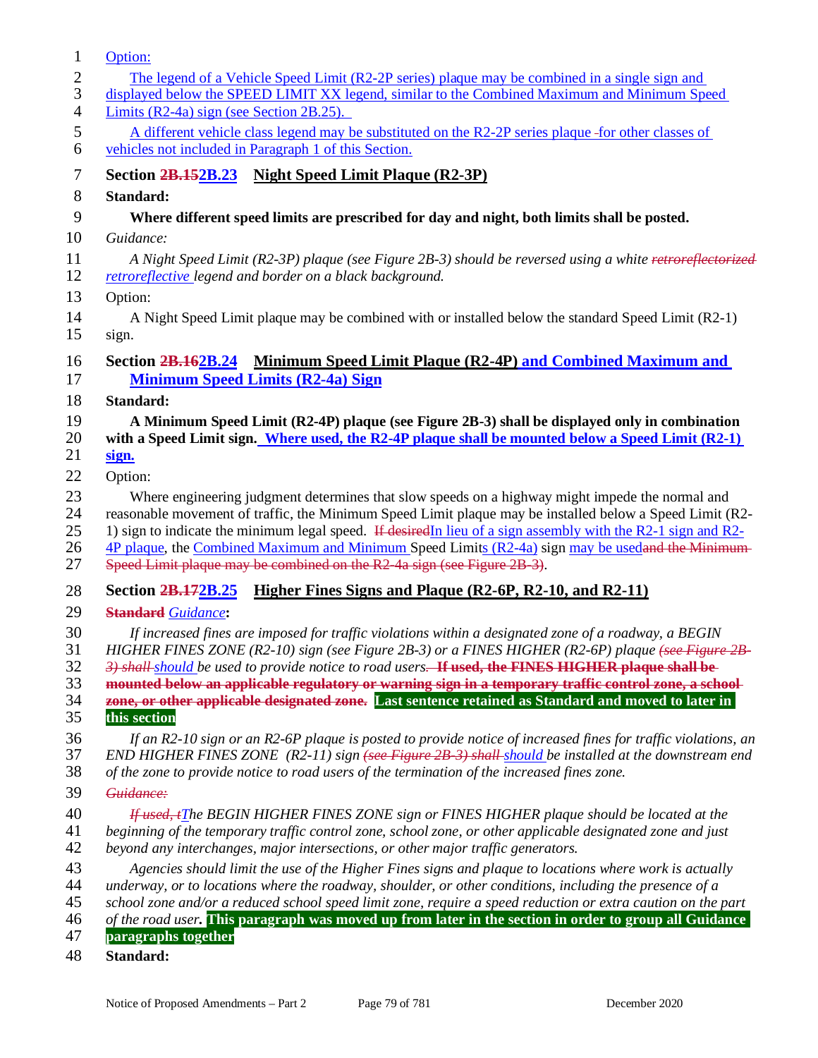Option:

The legend of a Vehicle Speed Limit (R2-2P series) plaque may be combined in a single sign and displayed below the SPEED LIMIT XX legend, similar to the Combined Maximum and Minimum Speed Limits (R2-4a) sign (see Section 2B.25).

A different vehicle class legend may be substituted on the R2-2P series plaque for other classes of vehicles not included in Paragraph 1 of this Section.

## Section ~~2B.15~~2B.23 Night Speed Limit Plaque (R2-3P)

**Standard:**

**Where different speed limits are prescribed for day and night, both limits shall be posted.**

*Guidance:*

*A Night Speed Limit (R2-3P) plaque (see Figure 2B-3) should be reversed using a white ~~retroreflectorized~~ retroreflective legend and border on a black background.*

Option:

A Night Speed Limit plaque may be combined with or installed below the standard Speed Limit (R2-1) sign.

## Section ~~2B.16~~2B.24 Minimum Speed Limit Plaque (R2-4P) and Combined Maximum and Minimum Speed Limits (R2-4a) Sign

**Standard:**

**A Minimum Speed Limit (R2-4P) plaque (see Figure 2B-3) shall be displayed only in combination with a Speed Limit sign. Where used, the R2-4P plaque shall be mounted below a Speed Limit (R2-1) sign.**

Option:

Where engineering judgment determines that slow speeds on a highway might impede the normal and reasonable movement of traffic, the Minimum Speed Limit plaque may be installed below a Speed Limit (R2-1) sign to indicate the minimum legal speed. ~~If desired~~In lieu of a sign assembly with the R2-1 sign and R2-4P plaque, the Combined Maximum and Minimum Speed Limits (R2-4a) sign may be used~~and the Minimum Speed Limit plaque may be combined on the R2-4a sign (see Figure 2B-3)~~.

## Section ~~2B.17~~2B.25 Higher Fines Signs and Plaque (R2-6P, R2-10, and R2-11)

~~**Standard**~~ *Guidance*:

*If increased fines are imposed for traffic violations within a designated zone of a roadway, a BEGIN HIGHER FINES ZONE (R2-10) sign (see Figure 2B-3) or a FINES HIGHER (R2-6P) plaque ~~(see Figure 2B-3) shall~~ should be used to provide notice to road users.* ~~**If used, the FINES HIGHER plaque shall be mounted below an applicable regulatory or warning sign in a temporary traffic control zone, a school zone, or other applicable designated zone.**~~ **Last sentence retained as Standard and moved to later in this section**

*If an R2-10 sign or an R2-6P plaque is posted to provide notice of increased fines for traffic violations, an END HIGHER FINES ZONE (R2-11) sign ~~(see Figure 2B-3) shall~~ should be installed at the downstream end of the zone to provide notice to road users of the termination of the increased fines zone.*

~~*Guidance:*~~

*~~If used, t~~The BEGIN HIGHER FINES ZONE sign or FINES HIGHER plaque should be located at the beginning of the temporary traffic control zone, school zone, or other applicable designated zone and just beyond any interchanges, major intersections, or other major traffic generators.*

*Agencies should limit the use of the Higher Fines signs and plaque to locations where work is actually underway, or to locations where the roadway, shoulder, or other conditions, including the presence of a school zone and/or a reduced school speed limit zone, require a speed reduction or extra caution on the part of the road user.* **This paragraph was moved up from later in the section in order to group all Guidance paragraphs together**

**Standard:**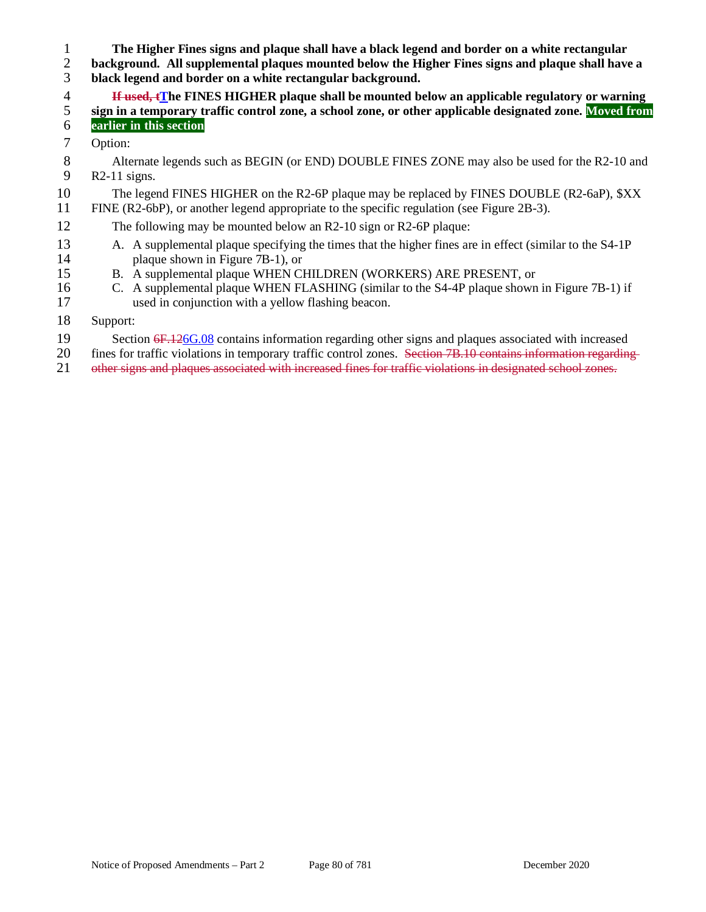**The Higher Fines signs and plaque shall have a black legend and border on a white rectangular background. All supplemental plaques mounted below the Higher Fines signs and plaque shall have a black legend and border on a white rectangular background.**

**~~If used, t~~The FINES HIGHER plaque shall be mounted below an applicable regulatory or warning sign in a temporary traffic control zone, a school zone, or other applicable designated zone. Moved from earlier in this section**

Option:

Alternate legends such as BEGIN (or END) DOUBLE FINES ZONE may also be used for the R2-10 and R2-11 signs.

The legend FINES HIGHER on the R2-6P plaque may be replaced by FINES DOUBLE (R2-6aP), $XX FINE (R2-6bP), or another legend appropriate to the specific regulation (see Figure 2B-3).

The following may be mounted below an R2-10 sign or R2-6P plaque:

A. A supplemental plaque specifying the times that the higher fines are in effect (similar to the S4-1P plaque shown in Figure 7B-1), or
B. A supplemental plaque WHEN CHILDREN (WORKERS) ARE PRESENT, or
C. A supplemental plaque WHEN FLASHING (similar to the S4-4P plaque shown in Figure 7B-1) if used in conjunction with a yellow flashing beacon.

Support:

Section ~~6F.12~~6G.08 contains information regarding other signs and plaques associated with increased fines for traffic violations in temporary traffic control zones. ~~Section 7B.10 contains information regarding other signs and plaques associated with increased fines for traffic violations in designated school zones.~~